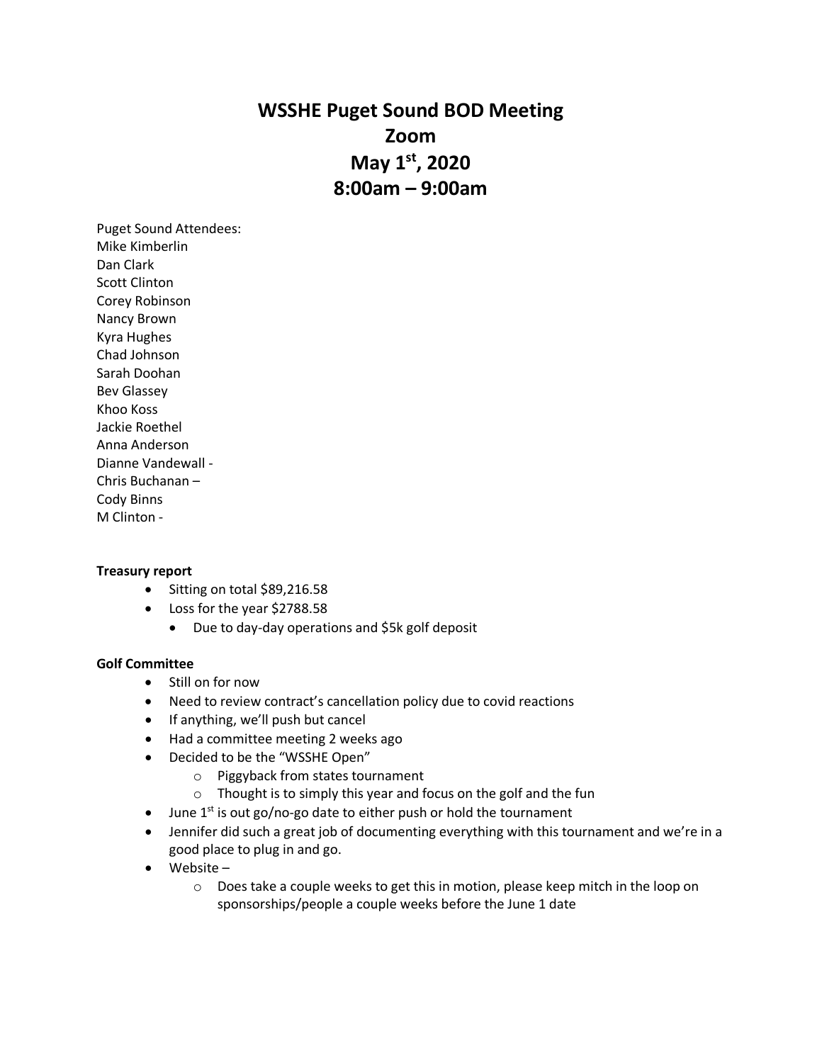# WSSHE Puget Sound BOD Meeting
# Zoom
# May 1st, 2020
# 8:00am – 9:00am

Puget Sound Attendees:
Mike Kimberlin
Dan Clark
Scott Clinton
Corey Robinson
Nancy Brown
Kyra Hughes
Chad Johnson
Sarah Doohan
Bev Glassey
Khoo Koss
Jackie Roethel
Anna Anderson
Dianne Vandewall -
Chris Buchanan –
Cody Binns
M Clinton -

**Treasury report**

- Sitting on total $89,216.58
- Loss for the year $2788.58
  - Due to day-day operations and $5k golf deposit

**Golf Committee**

- Still on for now
- Need to review contract's cancellation policy due to covid reactions
- If anything, we'll push but cancel
- Had a committee meeting 2 weeks ago
- Decided to be the "WSSHE Open"
  - Piggyback from states tournament
  - Thought is to simply this year and focus on the golf and the fun
- June 1st is out go/no-go date to either push or hold the tournament
- Jennifer did such a great job of documenting everything with this tournament and we're in a good place to plug in and go.
- Website –
  - Does take a couple weeks to get this in motion, please keep mitch in the loop on sponsorships/people a couple weeks before the June 1 date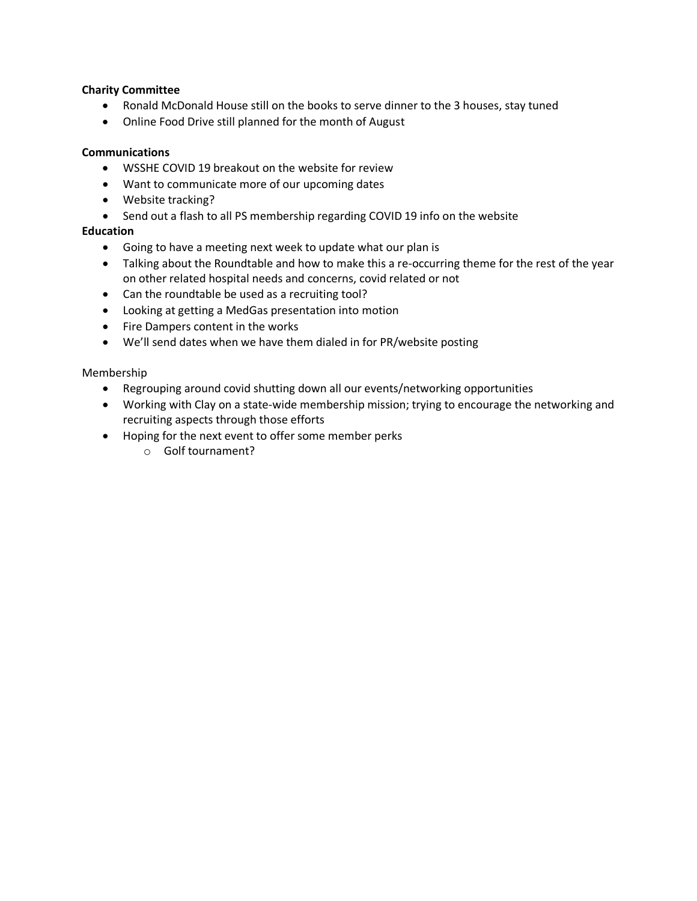**Charity Committee**

- Ronald McDonald House still on the books to serve dinner to the 3 houses, stay tuned
- Online Food Drive still planned for the month of August

**Communications**

- WSSHE COVID 19 breakout on the website for review
- Want to communicate more of our upcoming dates
- Website tracking?
- Send out a flash to all PS membership regarding COVID 19 info on the website

**Education**

- Going to have a meeting next week to update what our plan is
- Talking about the Roundtable and how to make this a re-occurring theme for the rest of the year on other related hospital needs and concerns, covid related or not
- Can the roundtable be used as a recruiting tool?
- Looking at getting a MedGas presentation into motion
- Fire Dampers content in the works
- We'll send dates when we have them dialed in for PR/website posting

Membership

- Regrouping around covid shutting down all our events/networking opportunities
- Working with Clay on a state-wide membership mission; trying to encourage the networking and recruiting aspects through those efforts
- Hoping for the next event to offer some member perks
  - Golf tournament?